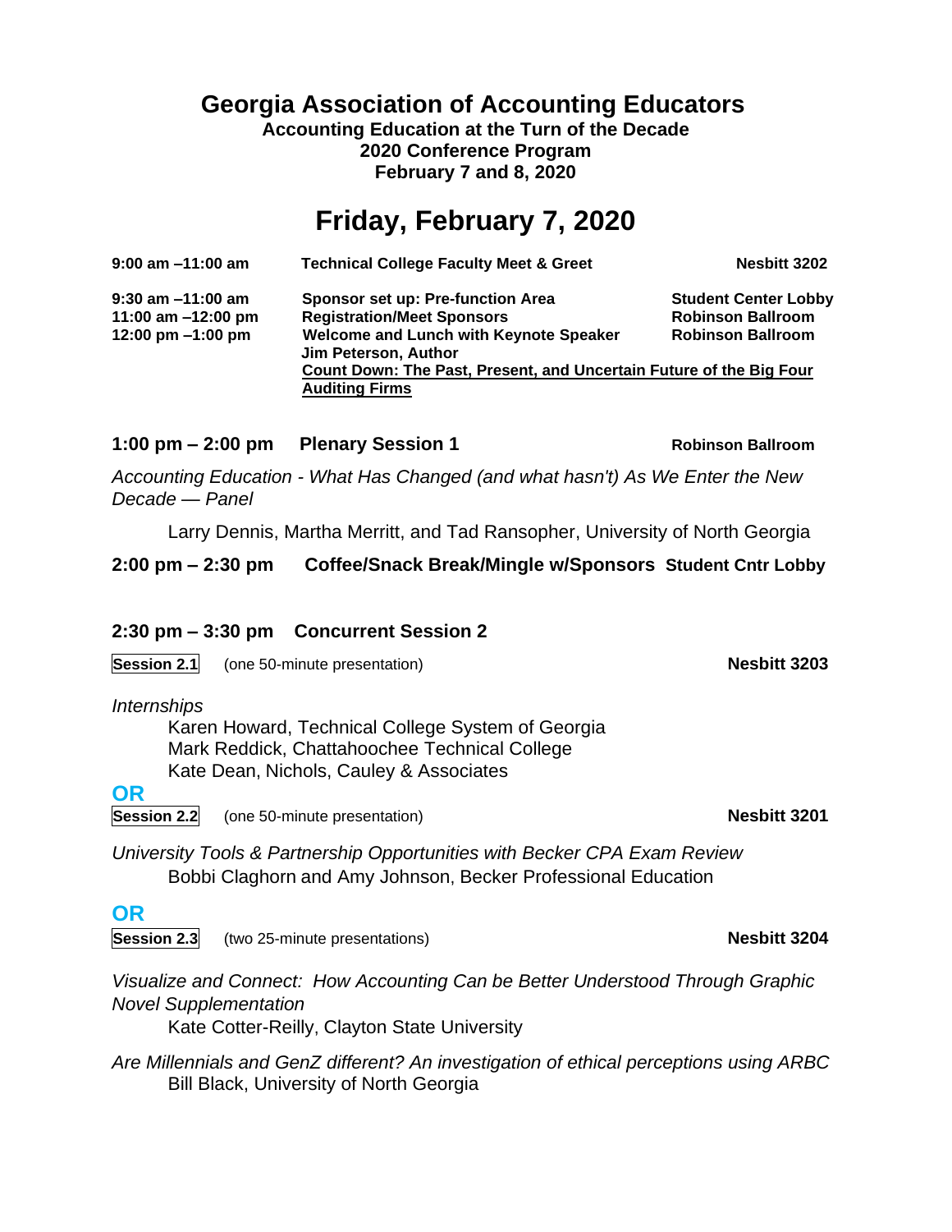# Georgia Association of Accounting Educators

**Accounting Education at the Turn of the Decade**
**2020 Conference Program**
**February 7 and 8, 2020**

## Friday, February 7, 2020

| | | |
|---|---|---|
| **9:00 am –11:00 am** | **Technical College Faculty Meet & Greet** | **Nesbitt 3202** |
| **9:30 am –11:00 am** | **Sponsor set up: Pre-function Area** | **Student Center Lobby** |
| **11:00 am –12:00 pm** | **Registration/Meet Sponsors** | **Robinson Ballroom** |
| **12:00 pm –1:00 pm** | **Welcome and Lunch with Keynote Speaker**<br>**Jim Peterson, Author**<br>**Count Down: The Past, Present, and Uncertain Future of the Big Four Auditing Firms** | **Robinson Ballroom** |

**1:00 pm – 2:00 pm Plenary Session 1** **Robinson Ballroom**

*Accounting Education - What Has Changed (and what hasn't) As We Enter the New Decade — Panel*

Larry Dennis, Martha Merritt, and Tad Ransopher, University of North Georgia

**2:00 pm – 2:30 pm Coffee/Snack Break/Mingle w/Sponsors** **Student Cntr Lobby**

**2:30 pm – 3:30 pm Concurrent Session 2**

**Session 2.1** (one 50-minute presentation) **Nesbitt 3203**

*Internships*

Karen Howard, Technical College System of Georgia
Mark Reddick, Chattahoochee Technical College
Kate Dean, Nichols, Cauley & Associates

**OR**

**Session 2.2** (one 50-minute presentation) **Nesbitt 3201**

*University Tools & Partnership Opportunities with Becker CPA Exam Review*
Bobbi Claghorn and Amy Johnson, Becker Professional Education

**OR**

**Session 2.3** (two 25-minute presentations) **Nesbitt 3204**

*Visualize and Connect: How Accounting Can be Better Understood Through Graphic Novel Supplementation*
Kate Cotter-Reilly, Clayton State University

*Are Millennials and GenZ different? An investigation of ethical perceptions using ARBC*
Bill Black, University of North Georgia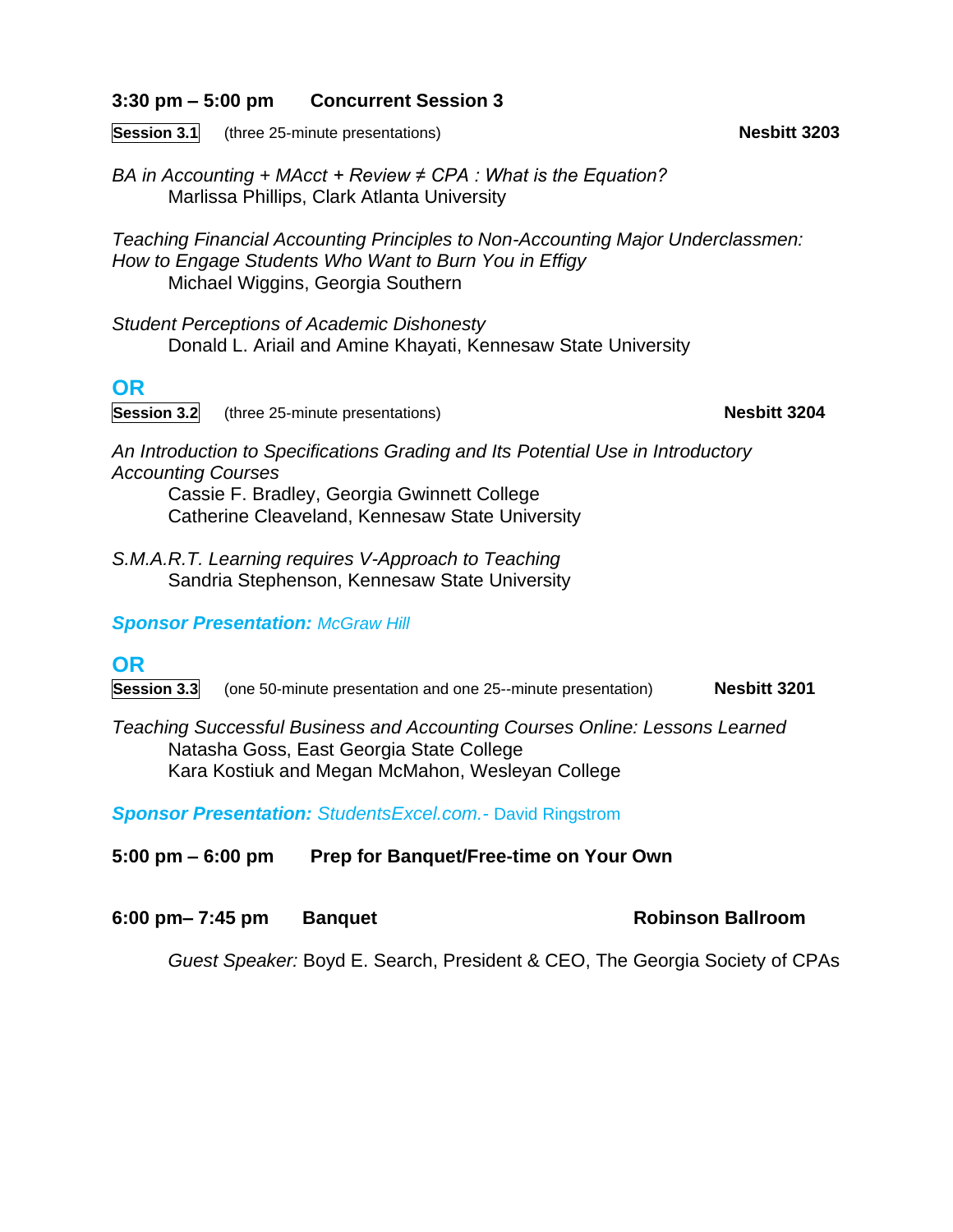**3:30 pm – 5:00 pm Concurrent Session 3**

**Session 3.1** (three 25-minute presentations) **Nesbitt 3203**

*BA in Accounting + MAcct + Review ≠ CPA : What is the Equation?*
Marlissa Phillips, Clark Atlanta University

*Teaching Financial Accounting Principles to Non-Accounting Major Underclassmen: How to Engage Students Who Want to Burn You in Effigy*
Michael Wiggins, Georgia Southern

*Student Perceptions of Academic Dishonesty*
Donald L. Ariail and Amine Khayati, Kennesaw State University

**OR**

**Session 3.2** (three 25-minute presentations) **Nesbitt 3204**

*An Introduction to Specifications Grading and Its Potential Use in Introductory Accounting Courses*
Cassie F. Bradley, Georgia Gwinnett College
Catherine Cleaveland, Kennesaw State University

*S.M.A.R.T. Learning requires V-Approach to Teaching*
Sandria Stephenson, Kennesaw State University

***Sponsor Presentation:*** *McGraw Hill*

**OR**

**Session 3.3** (one 50-minute presentation and one 25--minute presentation) **Nesbitt 3201**

*Teaching Successful Business and Accounting Courses Online: Lessons Learned*
Natasha Goss, East Georgia State College
Kara Kostiuk and Megan McMahon, Wesleyan College

***Sponsor Presentation:*** *StudentsExcel.com.*- David Ringstrom

**5:00 pm – 6:00 pm Prep for Banquet/Free-time on Your Own**

**6:00 pm– 7:45 pm Banquet** **Robinson Ballroom**

*Guest Speaker:* Boyd E. Search, President & CEO, The Georgia Society of CPAs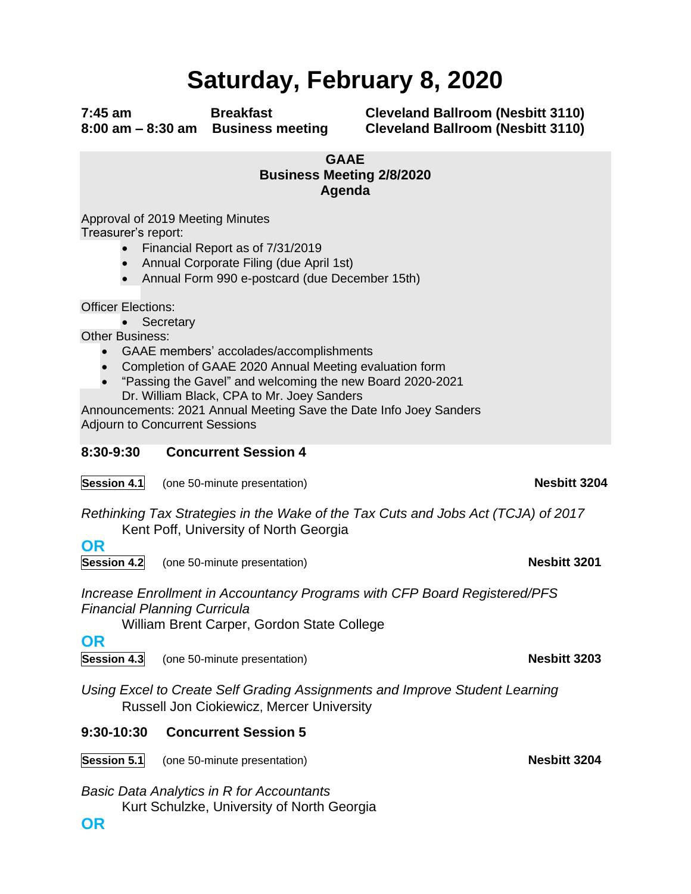# Saturday, February 8, 2020

**7:45 am** **Breakfast** **Cleveland Ballroom (Nesbitt 3110)**
**8:00 am – 8:30 am** **Business meeting** **Cleveland Ballroom (Nesbitt 3110)**

**GAAE**
**Business Meeting 2/8/2020**
**Agenda**

Approval of 2019 Meeting Minutes
Treasurer's report:

- Financial Report as of 7/31/2019
- Annual Corporate Filing (due April 1st)
- Annual Form 990 e-postcard (due December 15th)

Officer Elections:

- Secretary

Other Business:

- GAAE members' accolades/accomplishments
- Completion of GAAE 2020 Annual Meeting evaluation form
- "Passing the Gavel" and welcoming the new Board 2020-2021
  Dr. William Black, CPA to Mr. Joey Sanders

Announcements: 2021 Annual Meeting Save the Date Info Joey Sanders
Adjourn to Concurrent Sessions

**8:30-9:30** **Concurrent Session 4**

**Session 4.1** (one 50-minute presentation) **Nesbitt 3204**

*Rethinking Tax Strategies in the Wake of the Tax Cuts and Jobs Act (TCJA) of 2017*
Kent Poff, University of North Georgia

**OR**

**Session 4.2** (one 50-minute presentation) **Nesbitt 3201**

*Increase Enrollment in Accountancy Programs with CFP Board Registered/PFS Financial Planning Curricula*
William Brent Carper, Gordon State College

**OR**

**Session 4.3** (one 50-minute presentation) **Nesbitt 3203**

*Using Excel to Create Self Grading Assignments and Improve Student Learning*
Russell Jon Ciokiewicz, Mercer University

**9:30-10:30** **Concurrent Session 5**

**Session 5.1** (one 50-minute presentation) **Nesbitt 3204**

*Basic Data Analytics in R for Accountants*
Kurt Schulzke, University of North Georgia

**OR**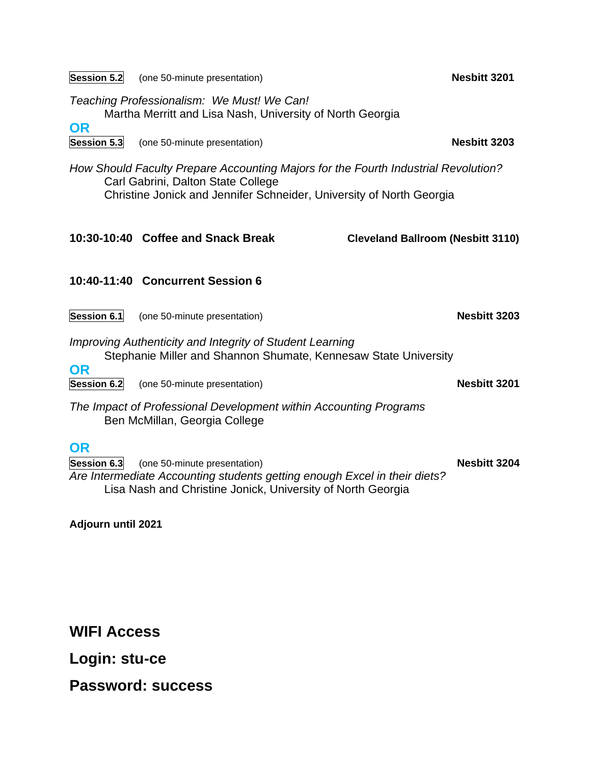**Session 5.2** (one 50-minute presentation) **Nesbitt 3201**

*Teaching Professionalism: We Must! We Can!*
Martha Merritt and Lisa Nash, University of North Georgia

**OR**

**Session 5.3** (one 50-minute presentation) **Nesbitt 3203**

*How Should Faculty Prepare Accounting Majors for the Fourth Industrial Revolution?*
Carl Gabrini, Dalton State College
Christine Jonick and Jennifer Schneider, University of North Georgia

**10:30-10:40 Coffee and Snack Break** **Cleveland Ballroom (Nesbitt 3110)**

**10:40-11:40 Concurrent Session 6**

**Session 6.1** (one 50-minute presentation) **Nesbitt 3203**

*Improving Authenticity and Integrity of Student Learning*
Stephanie Miller and Shannon Shumate, Kennesaw State University

**OR**

**Session 6.2** (one 50-minute presentation) **Nesbitt 3201**

*The Impact of Professional Development within Accounting Programs*
Ben McMillan, Georgia College

**OR**

**Session 6.3** (one 50-minute presentation) **Nesbitt 3204**

*Are Intermediate Accounting students getting enough Excel in their diets?*
Lisa Nash and Christine Jonick, University of North Georgia

**Adjourn until 2021**

## WIFI Access

## Login: stu-ce

## Password: success